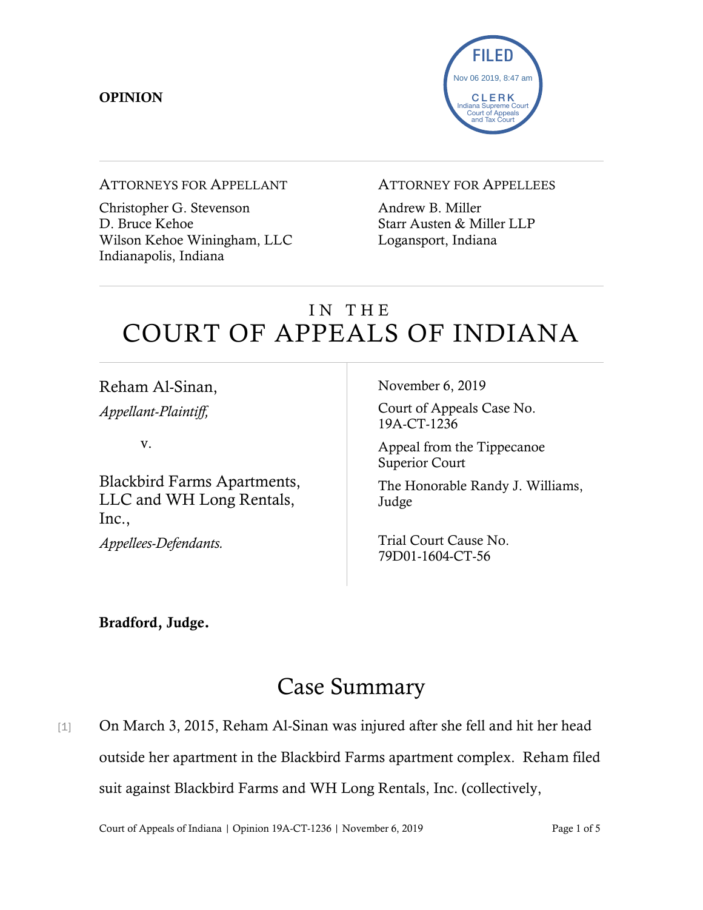**OPINION**

FILED
Nov 06 2019, 8:47 am
CLERK
Indiana Supreme Court
Court of Appeals
and Tax Court

---

ATTORNEYS FOR APPELLANT

Christopher G. Stevenson
D. Bruce Kehoe
Wilson Kehoe Winingham, LLC
Indianapolis, Indiana

ATTORNEY FOR APPELLEES

Andrew B. Miller
Starr Austen & Miller LLP
Logansport, Indiana

---

# IN THE COURT OF APPEALS OF INDIANA

Reham Al-Sinan,
*Appellant-Plaintiff,*

v.

Blackbird Farms Apartments, LLC and WH Long Rentals, Inc.,
*Appellees-Defendants.*

November 6, 2019

Court of Appeals Case No. 19A-CT-1236

Appeal from the Tippecanoe Superior Court

The Honorable Randy J. Williams, Judge

Trial Court Cause No. 79D01-1604-CT-56

**Bradford, Judge.**

## Case Summary

[1] On March 3, 2015, Reham Al-Sinan was injured after she fell and hit her head outside her apartment in the Blackbird Farms apartment complex. Reham filed suit against Blackbird Farms and WH Long Rentals, Inc. (collectively,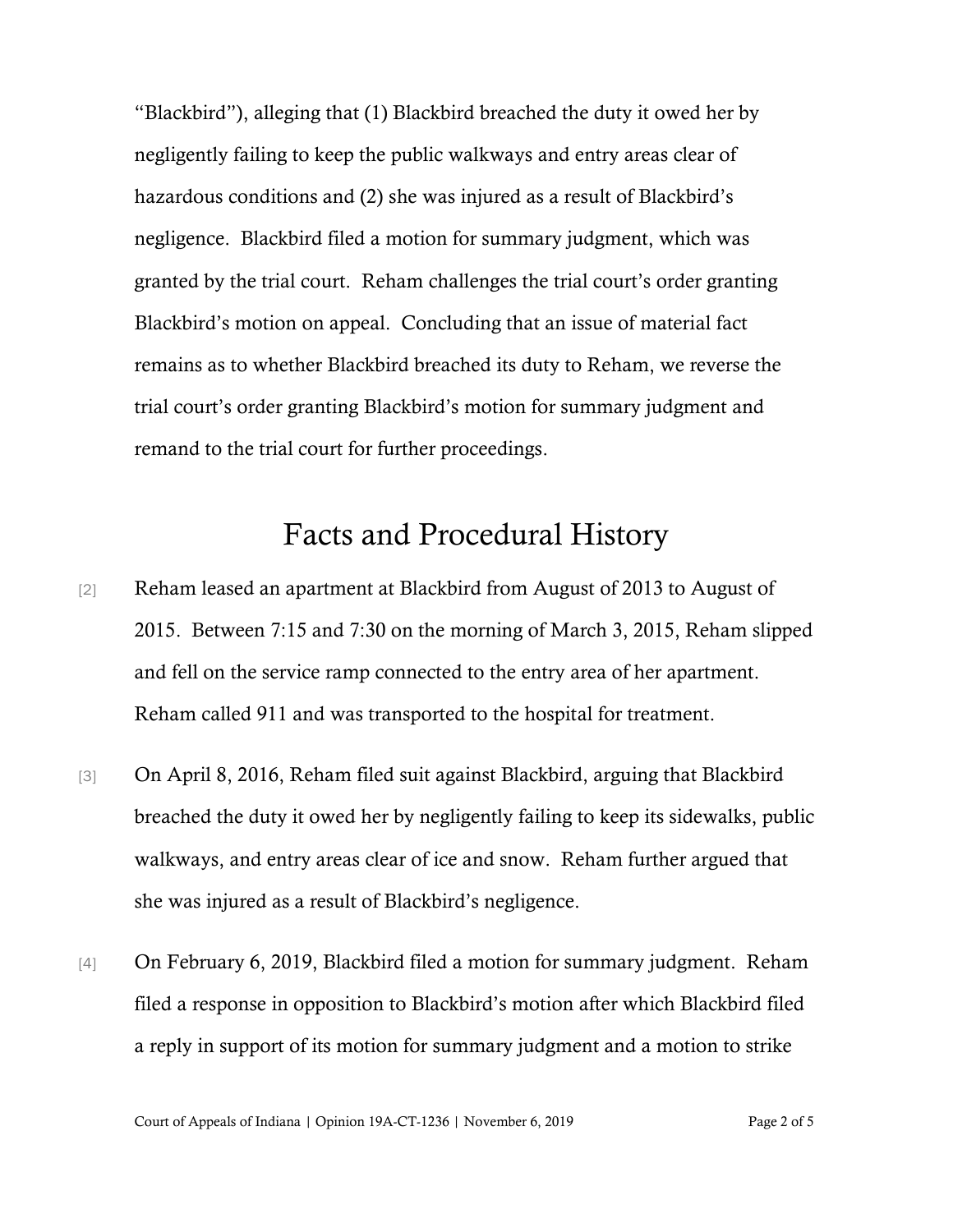"Blackbird"), alleging that (1) Blackbird breached the duty it owed her by negligently failing to keep the public walkways and entry areas clear of hazardous conditions and (2) she was injured as a result of Blackbird's negligence. Blackbird filed a motion for summary judgment, which was granted by the trial court. Reham challenges the trial court's order granting Blackbird's motion on appeal. Concluding that an issue of material fact remains as to whether Blackbird breached its duty to Reham, we reverse the trial court's order granting Blackbird's motion for summary judgment and remand to the trial court for further proceedings.

# Facts and Procedural History

[2] Reham leased an apartment at Blackbird from August of 2013 to August of 2015. Between 7:15 and 7:30 on the morning of March 3, 2015, Reham slipped and fell on the service ramp connected to the entry area of her apartment. Reham called 911 and was transported to the hospital for treatment.

[3] On April 8, 2016, Reham filed suit against Blackbird, arguing that Blackbird breached the duty it owed her by negligently failing to keep its sidewalks, public walkways, and entry areas clear of ice and snow. Reham further argued that she was injured as a result of Blackbird's negligence.

[4] On February 6, 2019, Blackbird filed a motion for summary judgment. Reham filed a response in opposition to Blackbird's motion after which Blackbird filed a reply in support of its motion for summary judgment and a motion to strike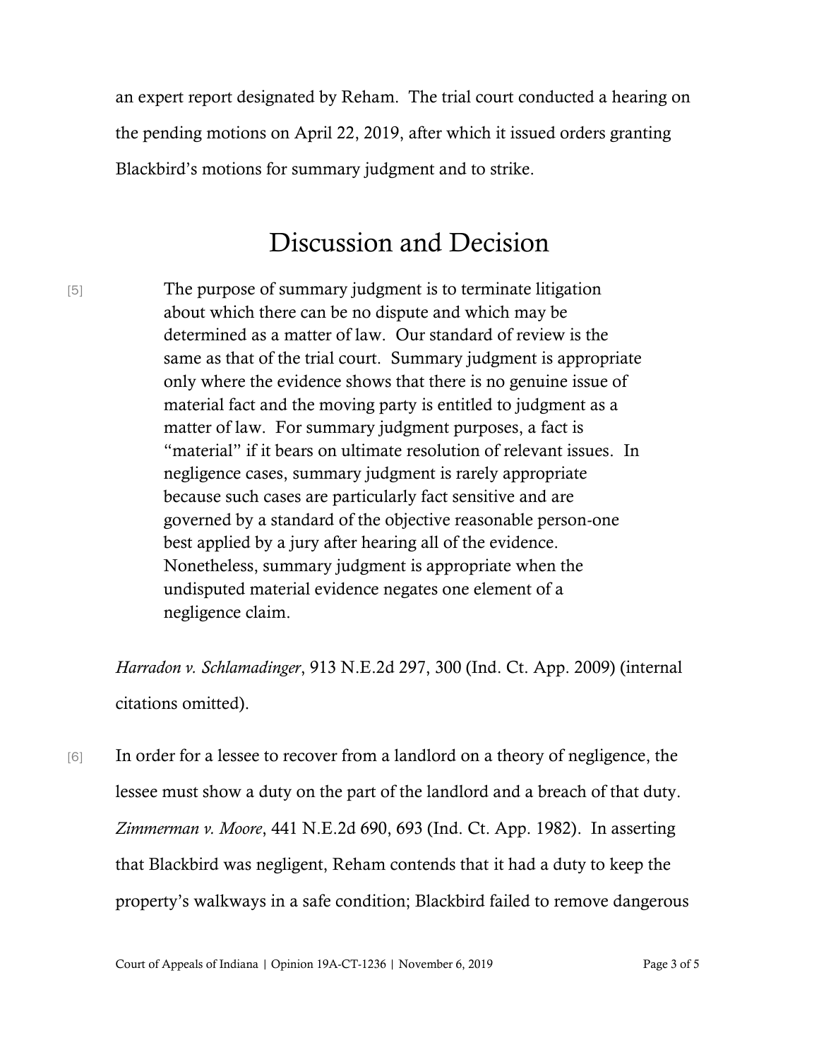an expert report designated by Reham. The trial court conducted a hearing on the pending motions on April 22, 2019, after which it issued orders granting Blackbird's motions for summary judgment and to strike.

# Discussion and Decision

[5]

> The purpose of summary judgment is to terminate litigation about which there can be no dispute and which may be determined as a matter of law. Our standard of review is the same as that of the trial court. Summary judgment is appropriate only where the evidence shows that there is no genuine issue of material fact and the moving party is entitled to judgment as a matter of law. For summary judgment purposes, a fact is "material" if it bears on ultimate resolution of relevant issues. In negligence cases, summary judgment is rarely appropriate because such cases are particularly fact sensitive and are governed by a standard of the objective reasonable person-one best applied by a jury after hearing all of the evidence. Nonetheless, summary judgment is appropriate when the undisputed material evidence negates one element of a negligence claim.

*Harradon v. Schlamadinger*, 913 N.E.2d 297, 300 (Ind. Ct. App. 2009) (internal citations omitted).

[6] In order for a lessee to recover from a landlord on a theory of negligence, the lessee must show a duty on the part of the landlord and a breach of that duty. *Zimmerman v. Moore*, 441 N.E.2d 690, 693 (Ind. Ct. App. 1982). In asserting that Blackbird was negligent, Reham contends that it had a duty to keep the property's walkways in a safe condition; Blackbird failed to remove dangerous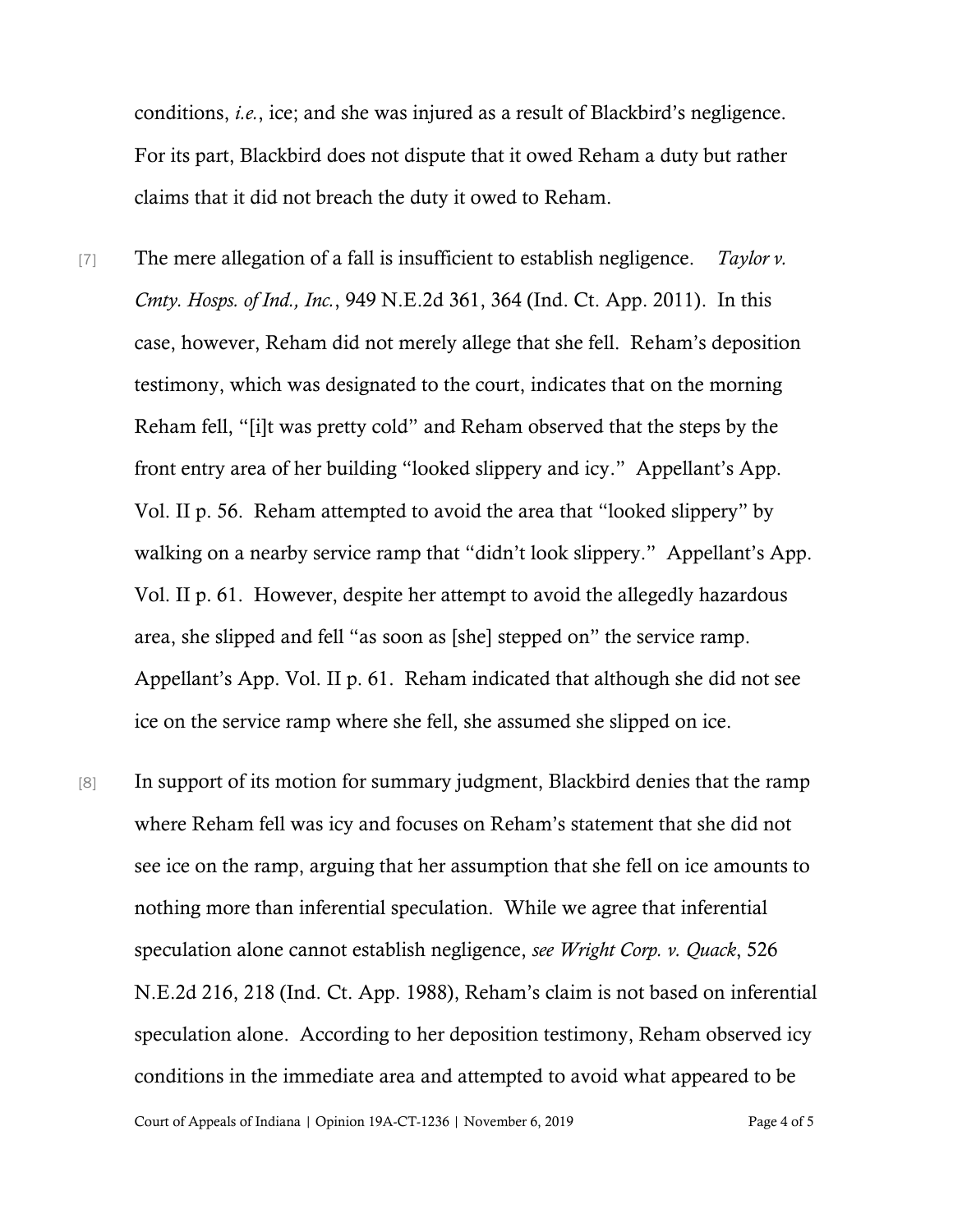conditions, *i.e.*, ice; and she was injured as a result of Blackbird's negligence. For its part, Blackbird does not dispute that it owed Reham a duty but rather claims that it did not breach the duty it owed to Reham.

[7] The mere allegation of a fall is insufficient to establish negligence. *Taylor v. Cmty. Hosps. of Ind., Inc.*, 949 N.E.2d 361, 364 (Ind. Ct. App. 2011). In this case, however, Reham did not merely allege that she fell. Reham's deposition testimony, which was designated to the court, indicates that on the morning Reham fell, "[i]t was pretty cold" and Reham observed that the steps by the front entry area of her building "looked slippery and icy." Appellant's App. Vol. II p. 56. Reham attempted to avoid the area that "looked slippery" by walking on a nearby service ramp that "didn't look slippery." Appellant's App. Vol. II p. 61. However, despite her attempt to avoid the allegedly hazardous area, she slipped and fell "as soon as [she] stepped on" the service ramp. Appellant's App. Vol. II p. 61. Reham indicated that although she did not see ice on the service ramp where she fell, she assumed she slipped on ice.

[8] In support of its motion for summary judgment, Blackbird denies that the ramp where Reham fell was icy and focuses on Reham's statement that she did not see ice on the ramp, arguing that her assumption that she fell on ice amounts to nothing more than inferential speculation. While we agree that inferential speculation alone cannot establish negligence, *see Wright Corp. v. Quack*, 526 N.E.2d 216, 218 (Ind. Ct. App. 1988), Reham's claim is not based on inferential speculation alone. According to her deposition testimony, Reham observed icy conditions in the immediate area and attempted to avoid what appeared to be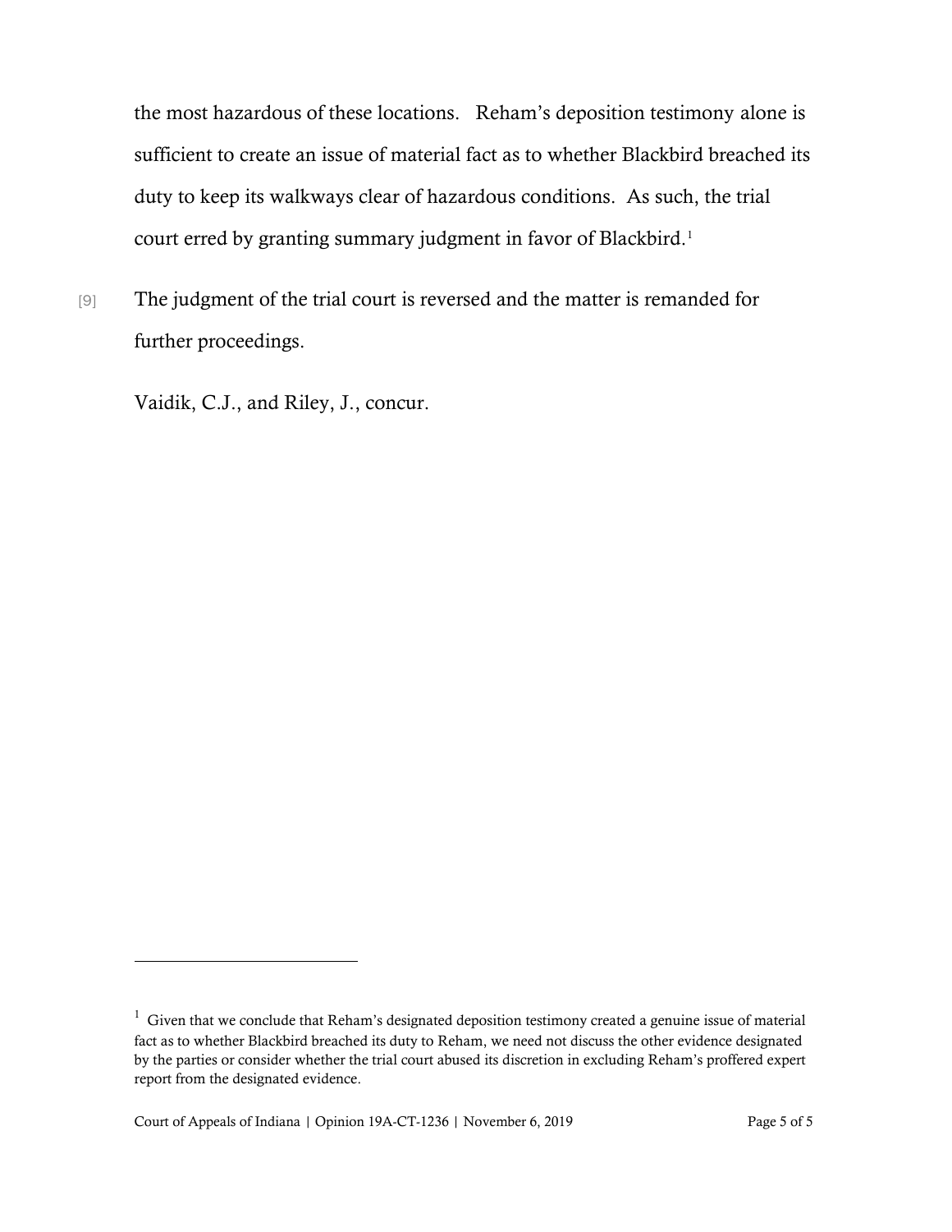the most hazardous of these locations. Reham's deposition testimony alone is sufficient to create an issue of material fact as to whether Blackbird breached its duty to keep its walkways clear of hazardous conditions. As such, the trial court erred by granting summary judgment in favor of Blackbird.[1]

[9] The judgment of the trial court is reversed and the matter is remanded for further proceedings.

Vaidik, C.J., and Riley, J., concur.

---

[1] Given that we conclude that Reham's designated deposition testimony created a genuine issue of material fact as to whether Blackbird breached its duty to Reham, we need not discuss the other evidence designated by the parties or consider whether the trial court abused its discretion in excluding Reham's proffered expert report from the designated evidence.